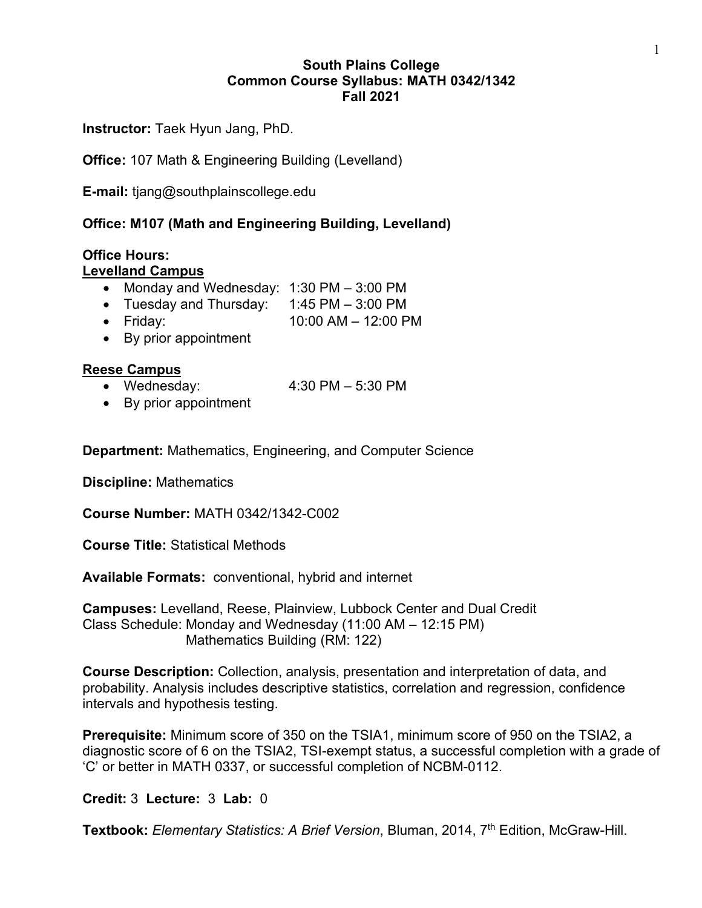# South Plains College
## Common Course Syllabus: MATH 0342/1342
## Fall 2021

**Instructor:** Taek Hyun Jang, PhD.

**Office:** 107 Math & Engineering Building (Levelland)

**E-mail:** tjang@southplainscollege.edu

**Office: M107 (Math and Engineering Building, Levelland)**

**Office Hours:**

**Levelland Campus**

- Monday and Wednesday: 1:30 PM – 3:00 PM
- Tuesday and Thursday: 1:45 PM – 3:00 PM
- Friday: 10:00 AM – 12:00 PM
- By prior appointment

**Reese Campus**

- Wednesday: 4:30 PM – 5:30 PM
- By prior appointment

**Department:** Mathematics, Engineering, and Computer Science

**Discipline:** Mathematics

**Course Number:** MATH 0342/1342-C002

**Course Title:** Statistical Methods

**Available Formats:** conventional, hybrid and internet

**Campuses:** Levelland, Reese, Plainview, Lubbock Center and Dual Credit
Class Schedule: Monday and Wednesday (11:00 AM – 12:15 PM)
Mathematics Building (RM: 122)

**Course Description:** Collection, analysis, presentation and interpretation of data, and probability. Analysis includes descriptive statistics, correlation and regression, confidence intervals and hypothesis testing.

**Prerequisite:** Minimum score of 350 on the TSIA1, minimum score of 950 on the TSIA2, a diagnostic score of 6 on the TSIA2, TSI-exempt status, a successful completion with a grade of 'C' or better in MATH 0337, or successful completion of NCBM-0112.

**Credit:** 3 **Lecture:** 3 **Lab:** 0

**Textbook:** *Elementary Statistics: A Brief Version*, Bluman, 2014, 7th Edition, McGraw-Hill.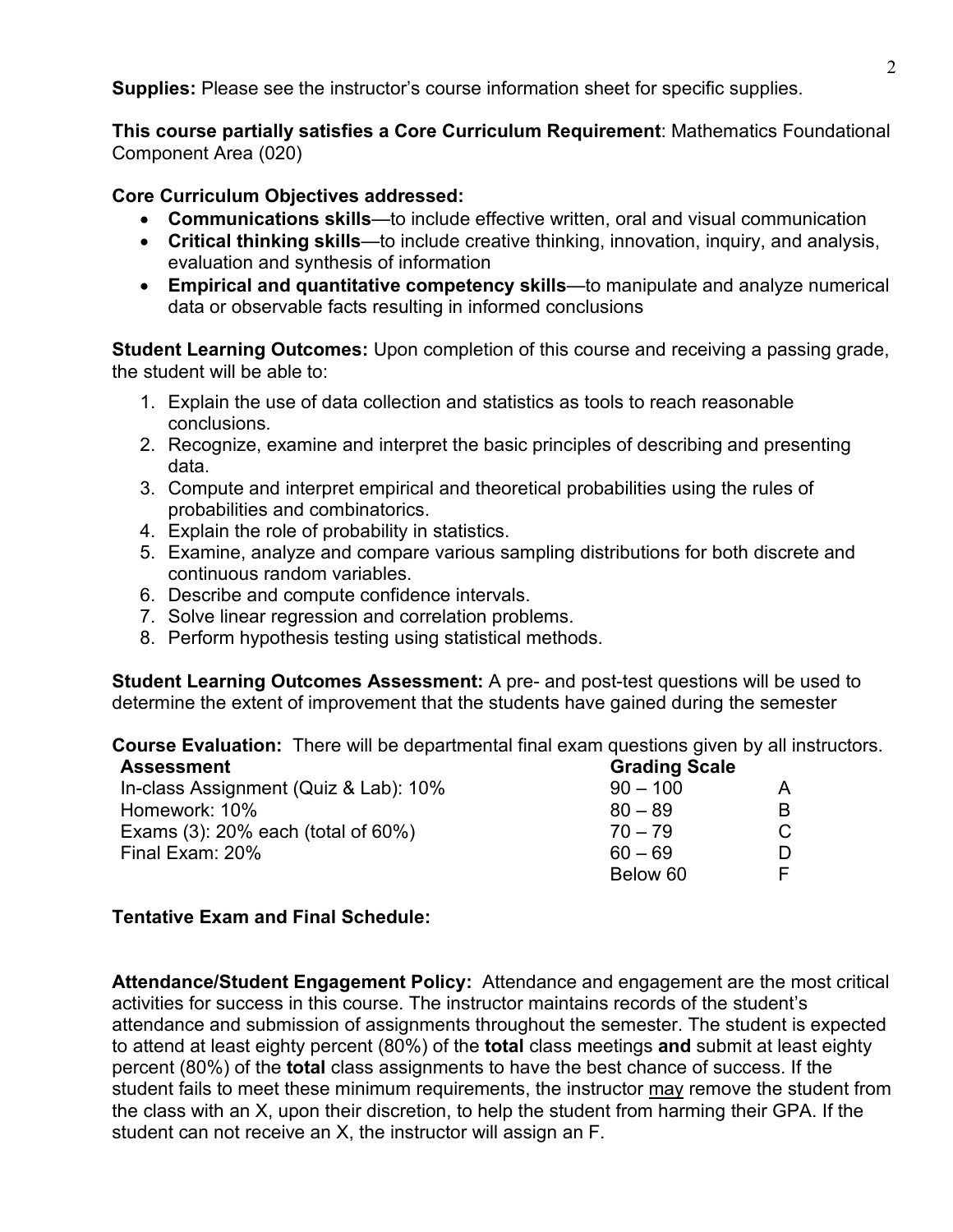**Supplies:** Please see the instructor's course information sheet for specific supplies.

**This course partially satisfies a Core Curriculum Requirement**: Mathematics Foundational Component Area (020)

**Core Curriculum Objectives addressed:**

- **Communications skills**—to include effective written, oral and visual communication
- **Critical thinking skills**—to include creative thinking, innovation, inquiry, and analysis, evaluation and synthesis of information
- **Empirical and quantitative competency skills**—to manipulate and analyze numerical data or observable facts resulting in informed conclusions

**Student Learning Outcomes:** Upon completion of this course and receiving a passing grade, the student will be able to:

1. Explain the use of data collection and statistics as tools to reach reasonable conclusions.
2. Recognize, examine and interpret the basic principles of describing and presenting data.
3. Compute and interpret empirical and theoretical probabilities using the rules of probabilities and combinatorics.
4. Explain the role of probability in statistics.
5. Examine, analyze and compare various sampling distributions for both discrete and continuous random variables.
6. Describe and compute confidence intervals.
7. Solve linear regression and correlation problems.
8. Perform hypothesis testing using statistical methods.

**Student Learning Outcomes Assessment:** A pre- and post-test questions will be used to determine the extent of improvement that the students have gained during the semester

**Course Evaluation:** There will be departmental final exam questions given by all instructors.

| **Assessment** | **Grading Scale** | |
|---|---|---|
| In-class Assignment (Quiz & Lab): 10% | 90 – 100 | A |
| Homework: 10% | 80 – 89 | B |
| Exams (3): 20% each (total of 60%) | 70 – 79 | C |
| Final Exam: 20% | 60 – 69 | D |
| | Below 60 | F |

**Tentative Exam and Final Schedule:**

**Attendance/Student Engagement Policy:** Attendance and engagement are the most critical activities for success in this course. The instructor maintains records of the student's attendance and submission of assignments throughout the semester. The student is expected to attend at least eighty percent (80%) of the **total** class meetings **and** submit at least eighty percent (80%) of the **total** class assignments to have the best chance of success. If the student fails to meet these minimum requirements, the instructor may remove the student from the class with an X, upon their discretion, to help the student from harming their GPA. If the student can not receive an X, the instructor will assign an F.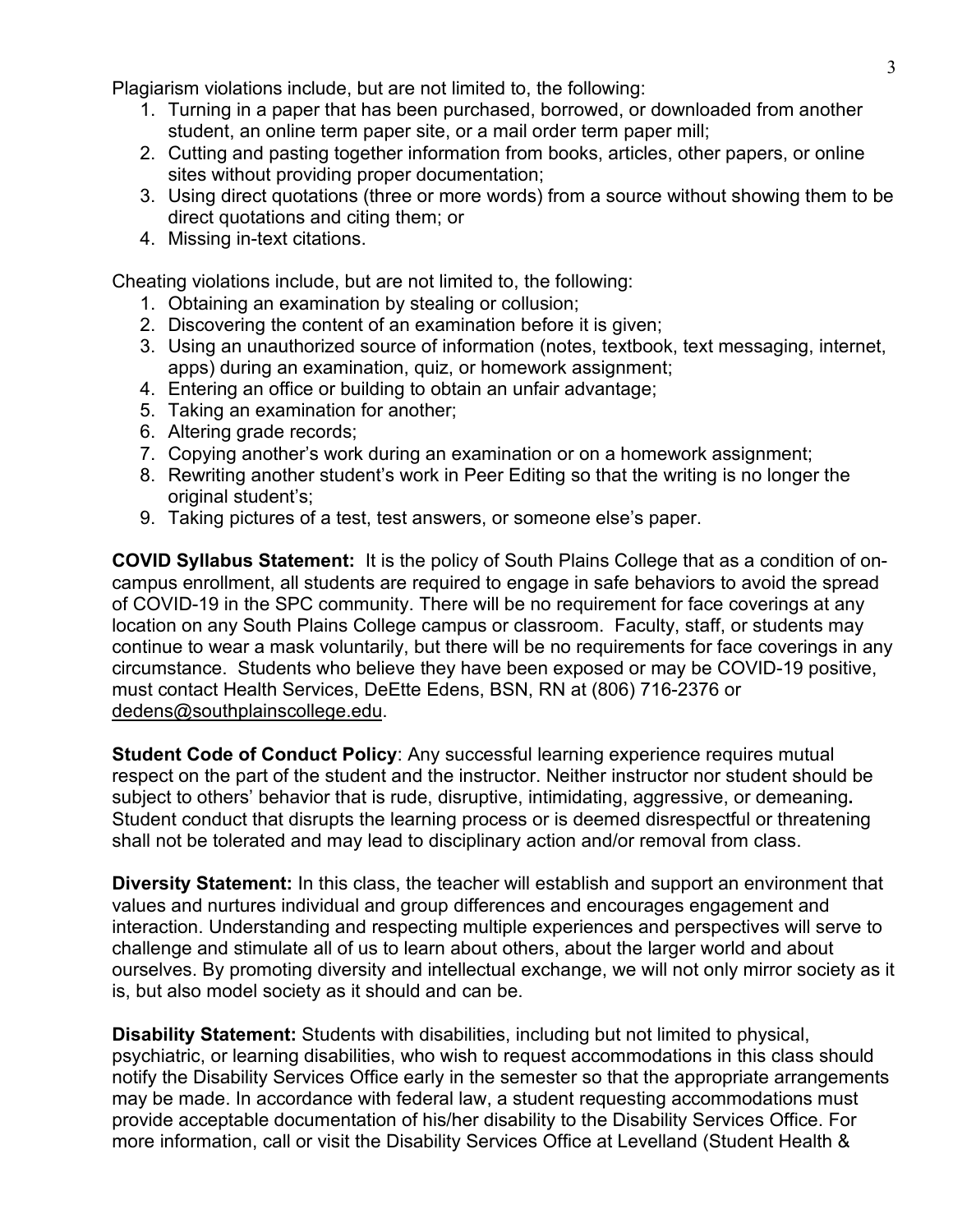Plagiarism violations include, but are not limited to, the following:

1. Turning in a paper that has been purchased, borrowed, or downloaded from another student, an online term paper site, or a mail order term paper mill;
2. Cutting and pasting together information from books, articles, other papers, or online sites without providing proper documentation;
3. Using direct quotations (three or more words) from a source without showing them to be direct quotations and citing them; or
4. Missing in-text citations.

Cheating violations include, but are not limited to, the following:

1. Obtaining an examination by stealing or collusion;
2. Discovering the content of an examination before it is given;
3. Using an unauthorized source of information (notes, textbook, text messaging, internet, apps) during an examination, quiz, or homework assignment;
4. Entering an office or building to obtain an unfair advantage;
5. Taking an examination for another;
6. Altering grade records;
7. Copying another's work during an examination or on a homework assignment;
8. Rewriting another student's work in Peer Editing so that the writing is no longer the original student's;
9. Taking pictures of a test, test answers, or someone else's paper.

**COVID Syllabus Statement:** It is the policy of South Plains College that as a condition of on-campus enrollment, all students are required to engage in safe behaviors to avoid the spread of COVID-19 in the SPC community. There will be no requirement for face coverings at any location on any South Plains College campus or classroom. Faculty, staff, or students may continue to wear a mask voluntarily, but there will be no requirements for face coverings in any circumstance. Students who believe they have been exposed or may be COVID-19 positive, must contact Health Services, DeEtte Edens, BSN, RN at (806) 716-2376 or dedens@southplainscollege.edu.

**Student Code of Conduct Policy**: Any successful learning experience requires mutual respect on the part of the student and the instructor. Neither instructor nor student should be subject to others' behavior that is rude, disruptive, intimidating, aggressive, or demeaning**.** Student conduct that disrupts the learning process or is deemed disrespectful or threatening shall not be tolerated and may lead to disciplinary action and/or removal from class.

**Diversity Statement:** In this class, the teacher will establish and support an environment that values and nurtures individual and group differences and encourages engagement and interaction. Understanding and respecting multiple experiences and perspectives will serve to challenge and stimulate all of us to learn about others, about the larger world and about ourselves. By promoting diversity and intellectual exchange, we will not only mirror society as it is, but also model society as it should and can be.

**Disability Statement:** Students with disabilities, including but not limited to physical, psychiatric, or learning disabilities, who wish to request accommodations in this class should notify the Disability Services Office early in the semester so that the appropriate arrangements may be made. In accordance with federal law, a student requesting accommodations must provide acceptable documentation of his/her disability to the Disability Services Office. For more information, call or visit the Disability Services Office at Levelland (Student Health &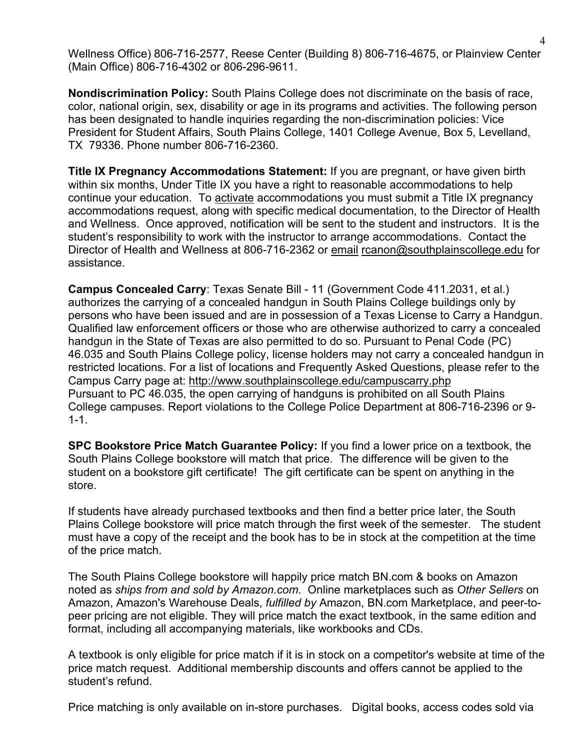Wellness Office) 806-716-2577, Reese Center (Building 8) 806-716-4675, or Plainview Center (Main Office) 806-716-4302 or 806-296-9611.

**Nondiscrimination Policy:** South Plains College does not discriminate on the basis of race, color, national origin, sex, disability or age in its programs and activities. The following person has been designated to handle inquiries regarding the non-discrimination policies: Vice President for Student Affairs, South Plains College, 1401 College Avenue, Box 5, Levelland, TX 79336. Phone number 806-716-2360.

**Title IX Pregnancy Accommodations Statement:** If you are pregnant, or have given birth within six months, Under Title IX you have a right to reasonable accommodations to help continue your education. To activate accommodations you must submit a Title IX pregnancy accommodations request, along with specific medical documentation, to the Director of Health and Wellness. Once approved, notification will be sent to the student and instructors. It is the student's responsibility to work with the instructor to arrange accommodations. Contact the Director of Health and Wellness at 806-716-2362 or email rcanon@southplainscollege.edu for assistance.

**Campus Concealed Carry**: Texas Senate Bill - 11 (Government Code 411.2031, et al.) authorizes the carrying of a concealed handgun in South Plains College buildings only by persons who have been issued and are in possession of a Texas License to Carry a Handgun. Qualified law enforcement officers or those who are otherwise authorized to carry a concealed handgun in the State of Texas are also permitted to do so. Pursuant to Penal Code (PC) 46.035 and South Plains College policy, license holders may not carry a concealed handgun in restricted locations. For a list of locations and Frequently Asked Questions, please refer to the Campus Carry page at: http://www.southplainscollege.edu/campuscarry.php
Pursuant to PC 46.035, the open carrying of handguns is prohibited on all South Plains College campuses. Report violations to the College Police Department at 806-716-2396 or 9-1-1.

**SPC Bookstore Price Match Guarantee Policy:** If you find a lower price on a textbook, the South Plains College bookstore will match that price. The difference will be given to the student on a bookstore gift certificate! The gift certificate can be spent on anything in the store.

If students have already purchased textbooks and then find a better price later, the South Plains College bookstore will price match through the first week of the semester. The student must have a copy of the receipt and the book has to be in stock at the competition at the time of the price match.

The South Plains College bookstore will happily price match BN.com & books on Amazon noted as *ships from and sold by Amazon.com*. Online marketplaces such as *Other Sellers* on Amazon, Amazon's Warehouse Deals, *fulfilled by* Amazon, BN.com Marketplace, and peer-to-peer pricing are not eligible. They will price match the exact textbook, in the same edition and format, including all accompanying materials, like workbooks and CDs.

A textbook is only eligible for price match if it is in stock on a competitor's website at time of the price match request. Additional membership discounts and offers cannot be applied to the student's refund.

Price matching is only available on in-store purchases. Digital books, access codes sold via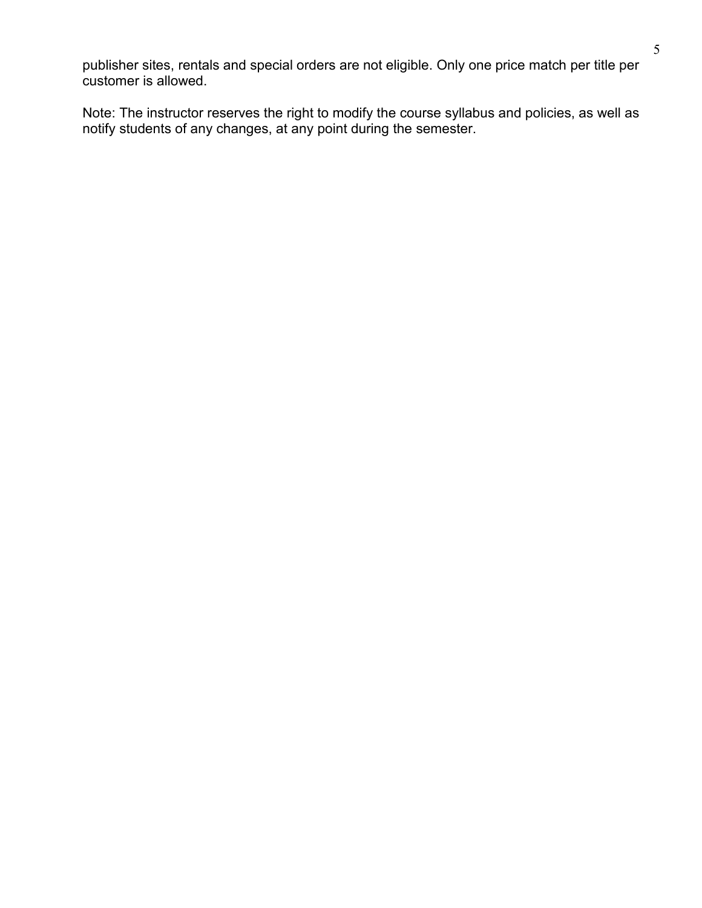publisher sites, rentals and special orders are not eligible. Only one price match per title per customer is allowed.

Note: The instructor reserves the right to modify the course syllabus and policies, as well as notify students of any changes, at any point during the semester.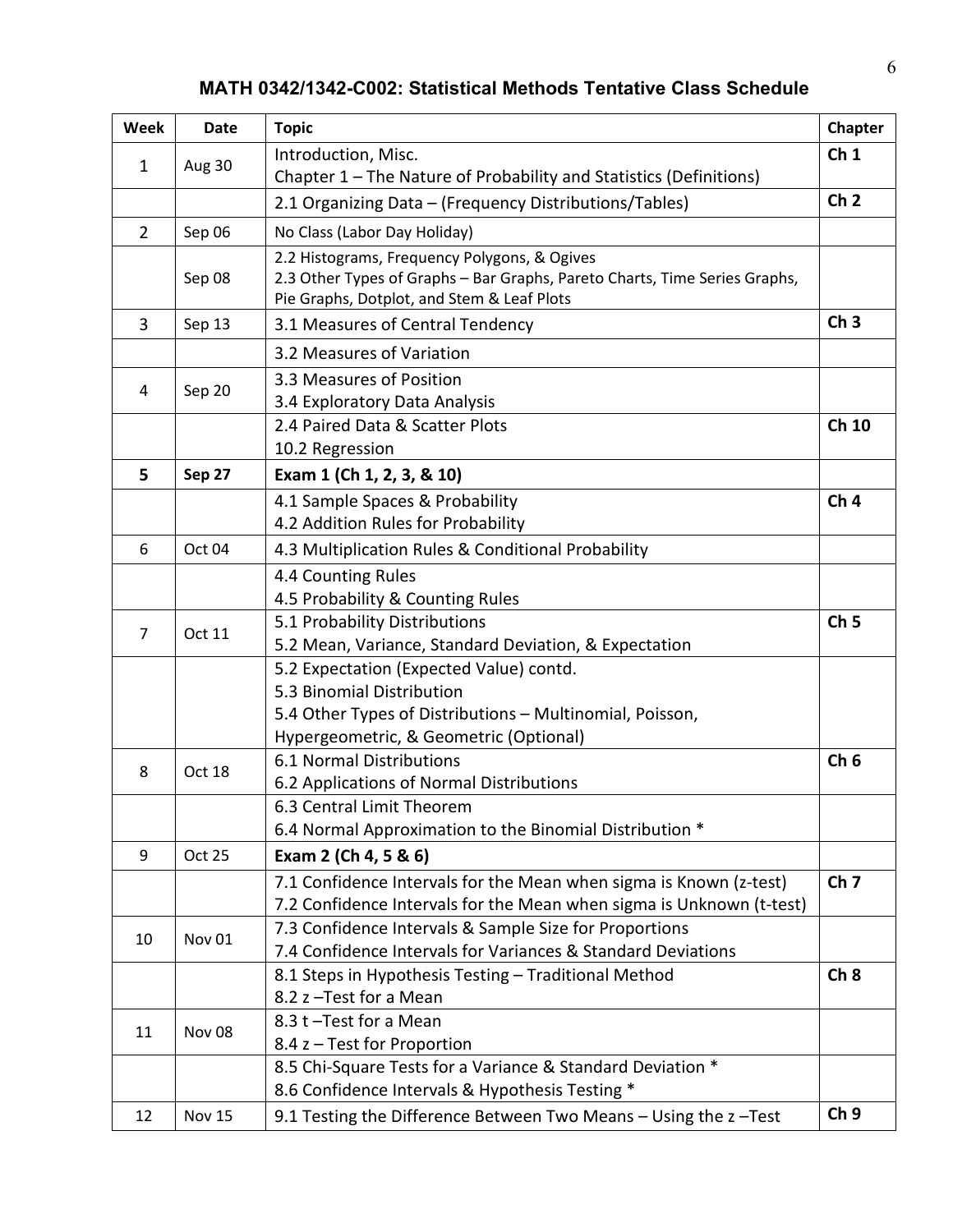## MATH 0342/1342-C002: Statistical Methods Tentative Class Schedule

| Week | Date | Topic | Chapter |
|---|---|---|---|
| 1 | Aug 30 | Introduction, Misc.<br>Chapter 1 – The Nature of Probability and Statistics (Definitions) | Ch 1 |
| | | 2.1 Organizing Data – (Frequency Distributions/Tables) | Ch 2 |
| 2 | Sep 06 | No Class (Labor Day Holiday) | |
| | Sep 08 | 2.2 Histograms, Frequency Polygons, & Ogives<br>2.3 Other Types of Graphs – Bar Graphs, Pareto Charts, Time Series Graphs, Pie Graphs, Dotplot, and Stem & Leaf Plots | |
| 3 | Sep 13 | 3.1 Measures of Central Tendency | Ch 3 |
| | | 3.2 Measures of Variation | |
| 4 | Sep 20 | 3.3 Measures of Position<br>3.4 Exploratory Data Analysis | |
| | | 2.4 Paired Data & Scatter Plots<br>10.2 Regression | Ch 10 |
| **5** | **Sep 27** | **Exam 1 (Ch 1, 2, 3, & 10)** | |
| | | 4.1 Sample Spaces & Probability<br>4.2 Addition Rules for Probability | Ch 4 |
| 6 | Oct 04 | 4.3 Multiplication Rules & Conditional Probability | |
| | | 4.4 Counting Rules<br>4.5 Probability & Counting Rules | |
| 7 | Oct 11 | 5.1 Probability Distributions<br>5.2 Mean, Variance, Standard Deviation, & Expectation | Ch 5 |
| | | 5.2 Expectation (Expected Value) contd.<br>5.3 Binomial Distribution<br>5.4 Other Types of Distributions – Multinomial, Poisson, Hypergeometric, & Geometric (Optional) | |
| 8 | Oct 18 | 6.1 Normal Distributions<br>6.2 Applications of Normal Distributions | Ch 6 |
| | | 6.3 Central Limit Theorem<br>6.4 Normal Approximation to the Binomial Distribution * | |
| 9 | Oct 25 | **Exam 2 (Ch 4, 5 & 6)** | |
| | | 7.1 Confidence Intervals for the Mean when sigma is Known (z-test)<br>7.2 Confidence Intervals for the Mean when sigma is Unknown (t-test) | Ch 7 |
| 10 | Nov 01 | 7.3 Confidence Intervals & Sample Size for Proportions<br>7.4 Confidence Intervals for Variances & Standard Deviations | |
| | | 8.1 Steps in Hypothesis Testing – Traditional Method<br>8.2 z –Test for a Mean | Ch 8 |
| 11 | Nov 08 | 8.3 t –Test for a Mean<br>8.4 z – Test for Proportion | |
| | | 8.5 Chi-Square Tests for a Variance & Standard Deviation *<br>8.6 Confidence Intervals & Hypothesis Testing * | |
| 12 | Nov 15 | 9.1 Testing the Difference Between Two Means – Using the z –Test | Ch 9 |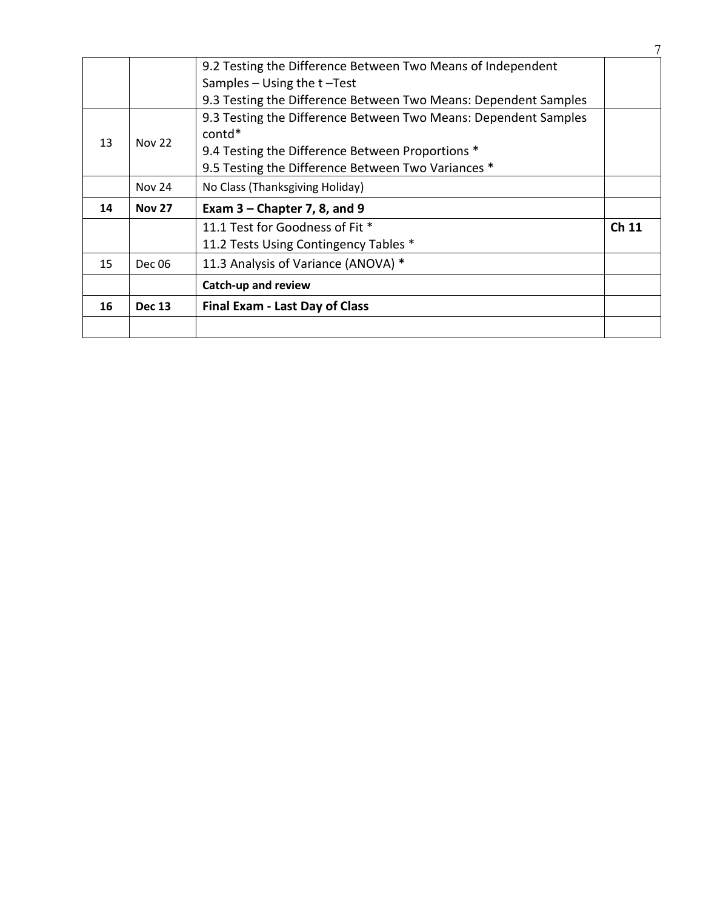| | | | |
|---|---|---|---|
| | | 9.2 Testing the Difference Between Two Means of Independent Samples – Using the t –Test<br>9.3 Testing the Difference Between Two Means: Dependent Samples | |
| 13 | Nov 22 | 9.3 Testing the Difference Between Two Means: Dependent Samples contd*<br>9.4 Testing the Difference Between Proportions *<br>9.5 Testing the Difference Between Two Variances * | |
| | Nov 24 | No Class (Thanksgiving Holiday) | |
| **14** | **Nov 27** | **Exam 3 – Chapter 7, 8, and 9** | |
| | | 11.1 Test for Goodness of Fit *<br>11.2 Tests Using Contingency Tables * | **Ch 11** |
| 15 | Dec 06 | 11.3 Analysis of Variance (ANOVA) * | |
| | | **Catch-up and review** | |
| **16** | **Dec 13** | **Final Exam - Last Day of Class** | |
| | | | |